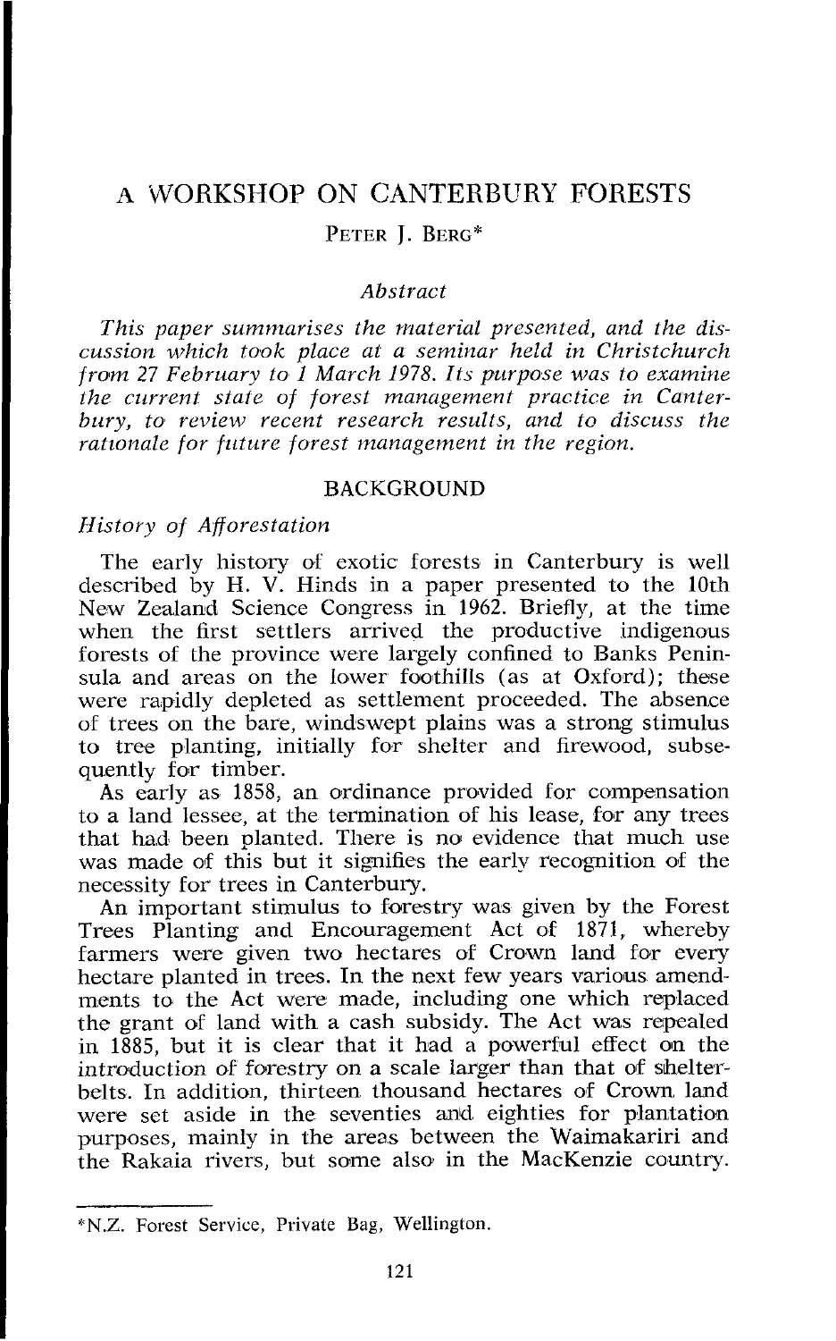# A WORKSHOP ON CANTERBURY FORESTS

PETER J. BERG*

### *Abstract*

*This paper summarises the material presented, and the discussion which took place at a seminar held in Christchurch from 27 February to 1 March 1978. Its purpose was to examine the current state of forest management practice in Canterbury, to review recent research results, and to discuss the rationale for future forest management in the region.*

## BACKGROUND

### *History of Afforestation*

The early history of exotic forests in Canterbury is well described by H. V. Hinds in a paper presented to the 10th New Zealand Science Congress in 1962. Briefly, at the time when the first settlers arrived the productive indigenous forests of the province were largely confined to Banks Peninsula and areas on the lower foothills (as at Oxford); these were rapidly depleted as settlement proceeded. The absence of trees on the bare, windswept plains was a strong stimulus to tree planting, initially for shelter and firewood, subsequently for timber.

As early as 1858, an ordinance provided for compensation to a land lessee, at the termination of his lease, for any trees that had been planted. There is no evidence that much use was made of this but it signifies the early recognition of the necessity for trees in Canterbury.

An important stimulus to forestry was given by the Forest Trees Planting and Encouragement Act of 1871, whereby farmers were given two hectares of Crown land for every hectare planted in trees. In the next few years various amendments to the Act were made, including one which replaced the grant of land with a cash subsidy. The Act was repealed in 1885, but it is clear that it had a powerful effect on the introduction of forestry on a scale larger than that of shelterbelts. In addition, thirteen thousand hectares of Crown land were set aside in the seventies and eighties for plantation purposes, mainly in the areas between the Waimakariri and the Rakaia rivers, but some also in the MacKenzie country.

---

*N.Z. Forest Service, Private Bag, Wellington.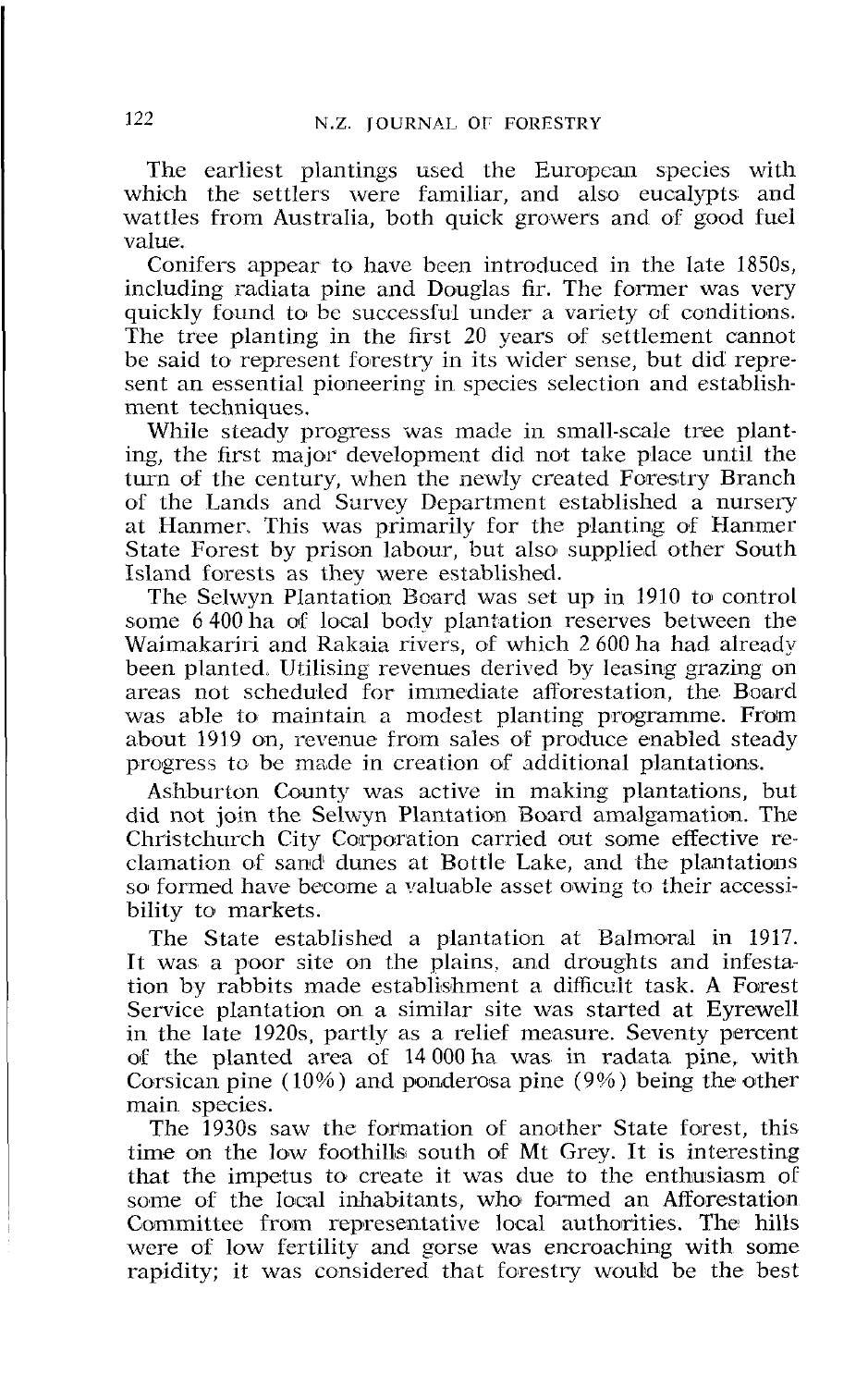The earliest plantings used the European species with which the settlers were familiar, and also eucalypts and wattles from Australia, both quick growers and of good fuel value.

Conifers appear to have been introduced in the late 1850s, including radiata pine and Douglas fir. The former was very quickly found to be successful under a variety of conditions. The tree planting in the first 20 years of settlement cannot be said to represent forestry in its wider sense, but did represent an essential pioneering in species selection and establishment techniques.

While steady progress was made in small-scale tree planting, the first major development did not take place until the turn of the century, when the newly created Forestry Branch of the Lands and Survey Department established a nursery at Hanmer. This was primarily for the planting of Hanmer State Forest by prison labour, but also supplied other South Island forests as they were established.

The Selwyn Plantation Board was set up in 1910 to control some 6 400 ha of local body plantation reserves between the Waimakariri and Rakaia rivers, of which 2 600 ha had already been planted. Utilising revenues derived by leasing grazing on areas not scheduled for immediate afforestation, the Board was able to maintain a modest planting programme. From about 1919 on, revenue from sales of produce enabled steady progress to be made in creation of additional plantations.

Ashburton County was active in making plantations, but did not join the Selwyn Plantation Board amalgamation. The Christchurch City Corporation carried out some effective reclamation of sand dunes at Bottle Lake, and the plantations so formed have become a valuable asset owing to their accessibility to markets.

The State established a plantation at Balmoral in 1917. It was a poor site on the plains, and droughts and infestation by rabbits made establishment a difficult task. A Forest Service plantation on a similar site was started at Eyrewell in the late 1920s, partly as a relief measure. Seventy percent of the planted area of 14 000 ha was in radata pine, with Corsican pine (10%) and ponderosa pine (9%) being the other main species.

The 1930s saw the formation of another State forest, this time on the low foothills south of Mt Grey. It is interesting that the impetus to create it was due to the enthusiasm of some of the local inhabitants, who formed an Afforestation Committee from representative local authorities. The hills were of low fertility and gorse was encroaching with some rapidity; it was considered that forestry would be the best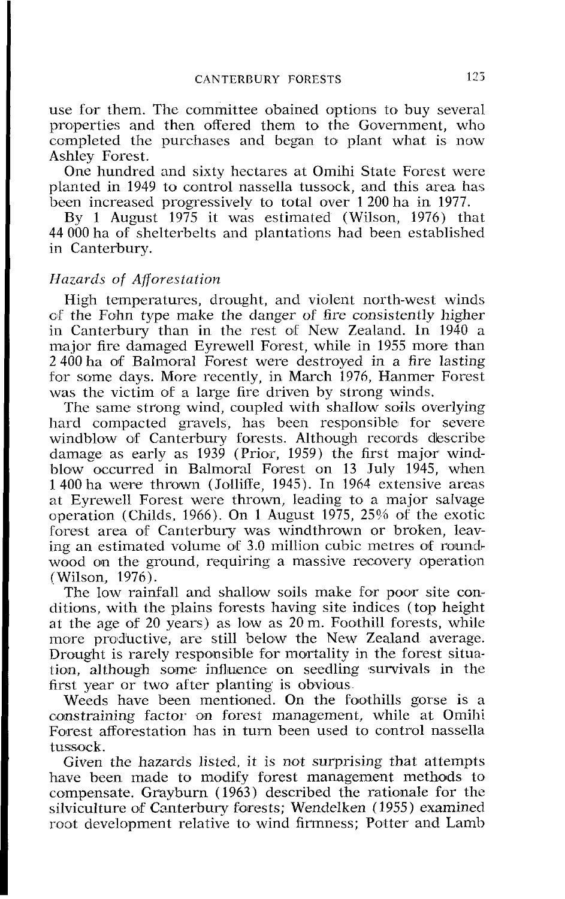use for them. The committee obained options to buy several properties and then offered them to the Government, who completed the purchases and began to plant what is now Ashley Forest.

One hundred and sixty hectares at Omihi State Forest were planted in 1949 to control nassella tussock, and this area has been increased progressively to total over 1 200 ha in 1977.

By 1 August 1975 it was estimated (Wilson, 1976) that 44 000 ha of shelterbelts and plantations had been established in Canterbury.

### *Hazards of Afforestation*

High temperatures, drought, and violent north-west winds of the Fohn type make the danger of fire consistently higher in Canterbury than in the rest of New Zealand. In 1940 a major fire damaged Eyrewell Forest, while in 1955 more than 2 400 ha of Balmoral Forest were destroyed in a fire lasting for some days. More recently, in March 1976, Hanmer Forest was the victim of a large fire driven by strong winds.

The same strong wind, coupled with shallow soils overlying hard compacted gravels, has been responsible for severe windblow of Canterbury forests. Although records describe damage as early as 1939 (Prior, 1959) the first major windblow occurred in Balmoral Forest on 13 July 1945, when 1 400 ha were thrown (Jolliffe, 1945). In 1964 extensive areas at Eyrewell Forest were thrown, leading to a major salvage operation (Childs, 1966). On 1 August 1975, 25% of the exotic forest area of Canterbury was windthrown or broken, leaving an estimated volume of 3.0 million cubic metres of roundwood on the ground, requiring a massive recovery operation (Wilson, 1976).

The low rainfall and shallow soils make for poor site conditions, with the plains forests having site indices (top height at the age of 20 years) as low as 20 m. Foothill forests, while more productive, are still below the New Zealand average. Drought is rarely responsible for mortality in the forest situation, although some influence on seedling survivals in the first year or two after planting is obvious.

Weeds have been mentioned. On the foothills gorse is a constraining factor on forest management, while at Omihi Forest afforestation has in turn been used to control nassella tussock.

Given the hazards listed, it is not surprising that attempts have been made to modify forest management methods to compensate. Grayburn (1963) described the rationale for the silviculture of Canterbury forests; Wendelken (1955) examined root development relative to wind firmness; Potter and Lamb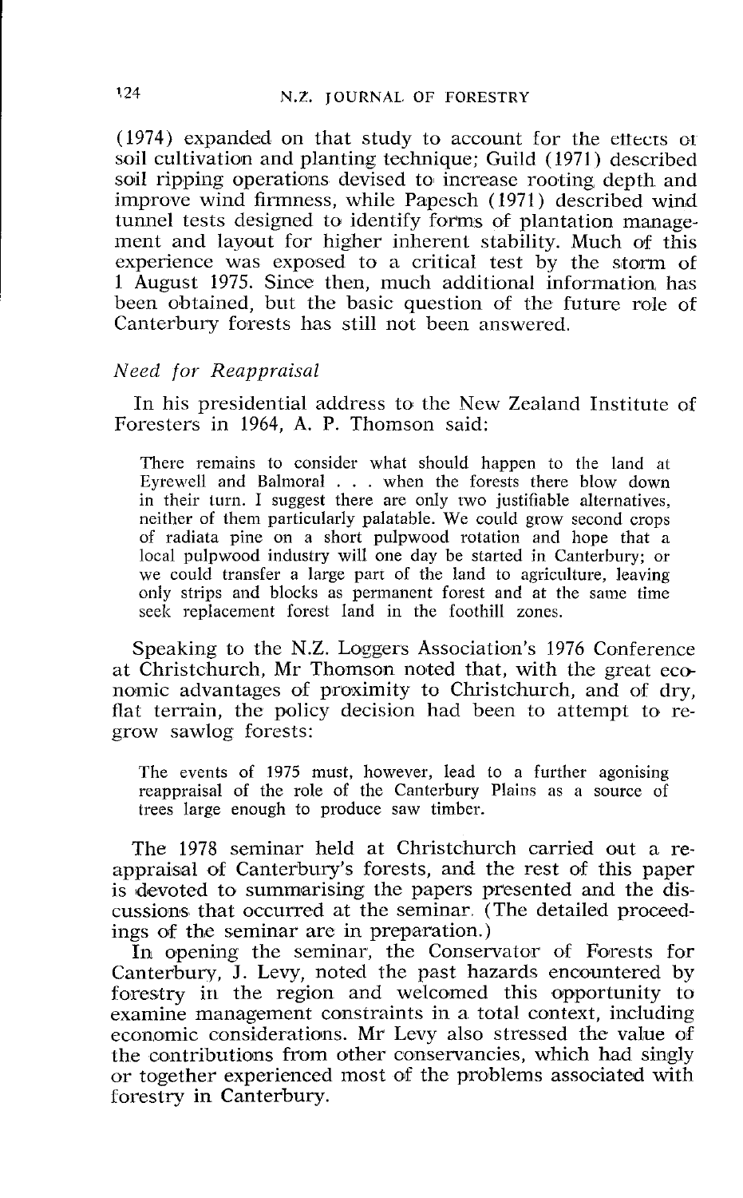(1974) expanded on that study to account for the effects of soil cultivation and planting technique; Guild (1971) described soil ripping operations devised to increase rooting depth and improve wind firmness, while Papesch (1971) described wind tunnel tests designed to identify forms of plantation management and layout for higher inherent stability. Much of this experience was exposed to a critical test by the storm of 1 August 1975. Since then, much additional information has been obtained, but the basic question of the future role of Canterbury forests has still not been answered.

*Need for Reappraisal*

In his presidential address to the New Zealand Institute of Foresters in 1964, A. P. Thomson said:

> There remains to consider what should happen to the land at Eyrewell and Balmoral . . . when the forests there blow down in their turn. I suggest there are only two justifiable alternatives, neither of them particularly palatable. We could grow second crops of radiata pine on a short pulpwood rotation and hope that a local pulpwood industry will one day be started in Canterbury; or we could transfer a large part of the land to agriculture, leaving only strips and blocks as permanent forest and at the same time seek replacement forest land in the foothill zones.

Speaking to the N.Z. Loggers Association's 1976 Conference at Christchurch, Mr Thomson noted that, with the great economic advantages of proximity to Christchurch, and of dry, flat terrain, the policy decision had been to attempt to regrow sawlog forests:

> The events of 1975 must, however, lead to a further agonising reappraisal of the role of the Canterbury Plains as a source of trees large enough to produce saw timber.

The 1978 seminar held at Christchurch carried out a reappraisal of Canterbury's forests, and the rest of this paper is devoted to summarising the papers presented and the discussions that occurred at the seminar. (The detailed proceedings of the seminar are in preparation.)

In opening the seminar, the Conservator of Forests for Canterbury, J. Levy, noted the past hazards encountered by forestry in the region and welcomed this opportunity to examine management constraints in a total context, including economic considerations. Mr Levy also stressed the value of the contributions from other conservancies, which had singly or together experienced most of the problems associated with forestry in Canterbury.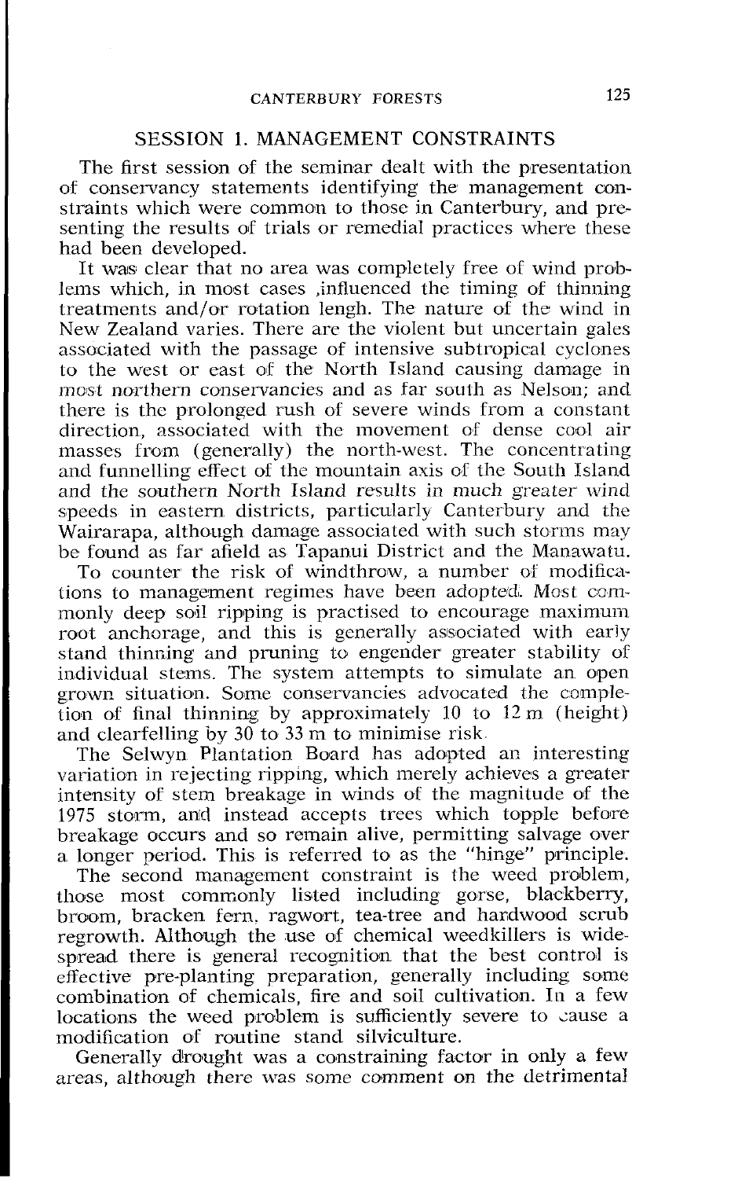## SESSION 1. MANAGEMENT CONSTRAINTS

The first session of the seminar dealt with the presentation of conservancy statements identifying the management constraints which were common to those in Canterbury, and presenting the results of trials or remedial practices where these had been developed.

It was clear that no area was completely free of wind problems which, in most cases ,influenced the timing of thinning treatments and/or rotation lengh. The nature of the wind in New Zealand varies. There are the violent but uncertain gales associated with the passage of intensive subtropical cyclones to the west or east of the North Island causing damage in most northern conservancies and as far south as Nelson; and there is the prolonged rush of severe winds from a constant direction, associated with the movement of dense cool air masses from (generally) the north-west. The concentrating and funnelling effect of the mountain axis of the South Island and the southern North Island results in much greater wind speeds in eastern districts, particularly Canterbury and the Wairarapa, although damage associated with such storms may be found as far afield as Tapanui District and the Manawatu.

To counter the risk of windthrow, a number of modifications to management regimes have been adopted. Most commonly deep soil ripping is practised to encourage maximum root anchorage, and this is generally associated with early stand thinning and pruning to engender greater stability of individual stems. The system attempts to simulate an open grown situation. Some conservancies advocated the completion of final thinning by approximately 10 to 12 m (height) and clearfelling by 30 to 33 m to minimise risk.

The Selwyn Plantation Board has adopted an interesting variation in rejecting ripping, which merely achieves a greater intensity of stem breakage in winds of the magnitude of the 1975 storm, and instead accepts trees which topple before breakage occurs and so remain alive, permitting salvage over a longer period. This is referred to as the "hinge" principle.

The second management constraint is the weed problem, those most commonly listed including gorse, blackberry, broom, bracken fern, ragwort, tea-tree and hardwood scrub regrowth. Although the use of chemical weedkillers is widespread there is general recognition that the best control is effective pre-planting preparation, generally including some combination of chemicals, fire and soil cultivation. In a few locations the weed problem is sufficiently severe to cause a modification of routine stand silviculture.

Generally drought was a constraining factor in only a few areas, although there was some comment on the detrimental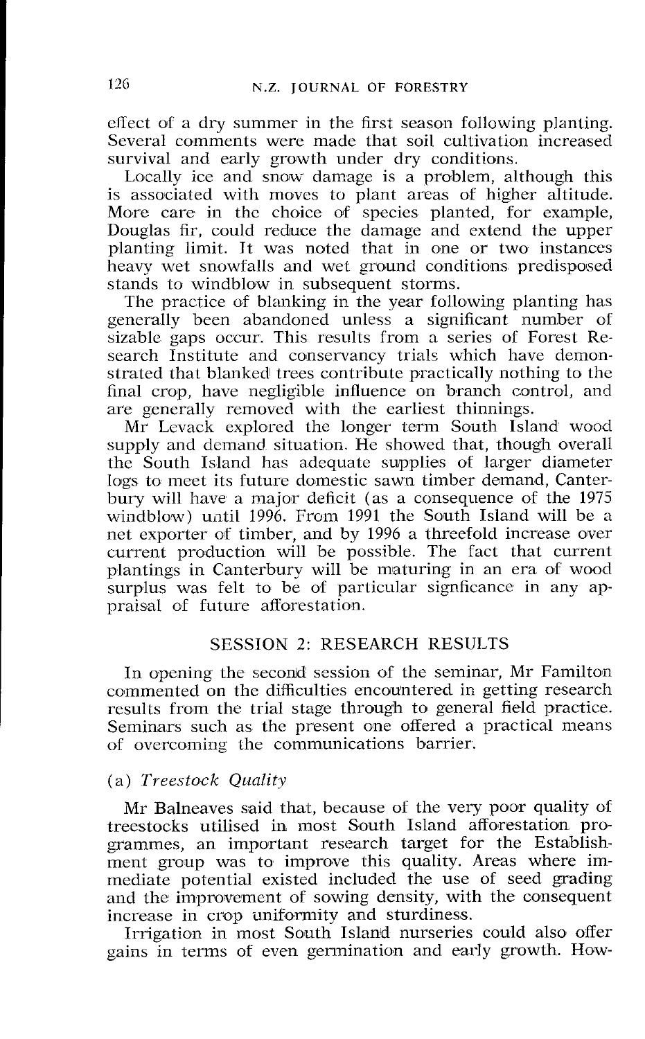effect of a dry summer in the first season following planting. Several comments were made that soil cultivation increased survival and early growth under dry conditions.

Locally ice and snow damage is a problem, although this is associated with moves to plant areas of higher altitude. More care in the choice of species planted, for example, Douglas fir, could reduce the damage and extend the upper planting limit. It was noted that in one or two instances heavy wet snowfalls and wet ground conditions predisposed stands to windblow in subsequent storms.

The practice of blanking in the year following planting has generally been abandoned unless a significant number of sizable gaps occur. This results from a series of Forest Research Institute and conservancy trials which have demonstrated that blanked trees contribute practically nothing to the final crop, have negligible influence on branch control, and are generally removed with the earliest thinnings.

Mr Levack explored the longer term South Island wood supply and demand situation. He showed that, though overall the South Island has adequate supplies of larger diameter logs to meet its future domestic sawn timber demand, Canterbury will have a major deficit (as a consequence of the 1975 windblow) until 1996. From 1991 the South Island will be a net exporter of timber, and by 1996 a threefold increase over current production will be possible. The fact that current plantings in Canterbury will be maturing in an era of wood surplus was felt to be of particular signficance in any appraisal of future afforestation.

## SESSION 2: RESEARCH RESULTS

In opening the second session of the seminar, Mr Familton commented on the difficulties encountered in getting research results from the trial stage through to general field practice. Seminars such as the present one offered a practical means of overcoming the communications barrier.

### (a) *Treestock Quality*

Mr Balneaves said that, because of the very poor quality of treestocks utilised in most South Island afforestation programmes, an important research target for the Establishment group was to improve this quality. Areas where immediate potential existed included the use of seed grading and the improvement of sowing density, with the consequent increase in crop uniformity and sturdiness.

Irrigation in most South Island nurseries could also offer gains in terms of even germination and early growth. How-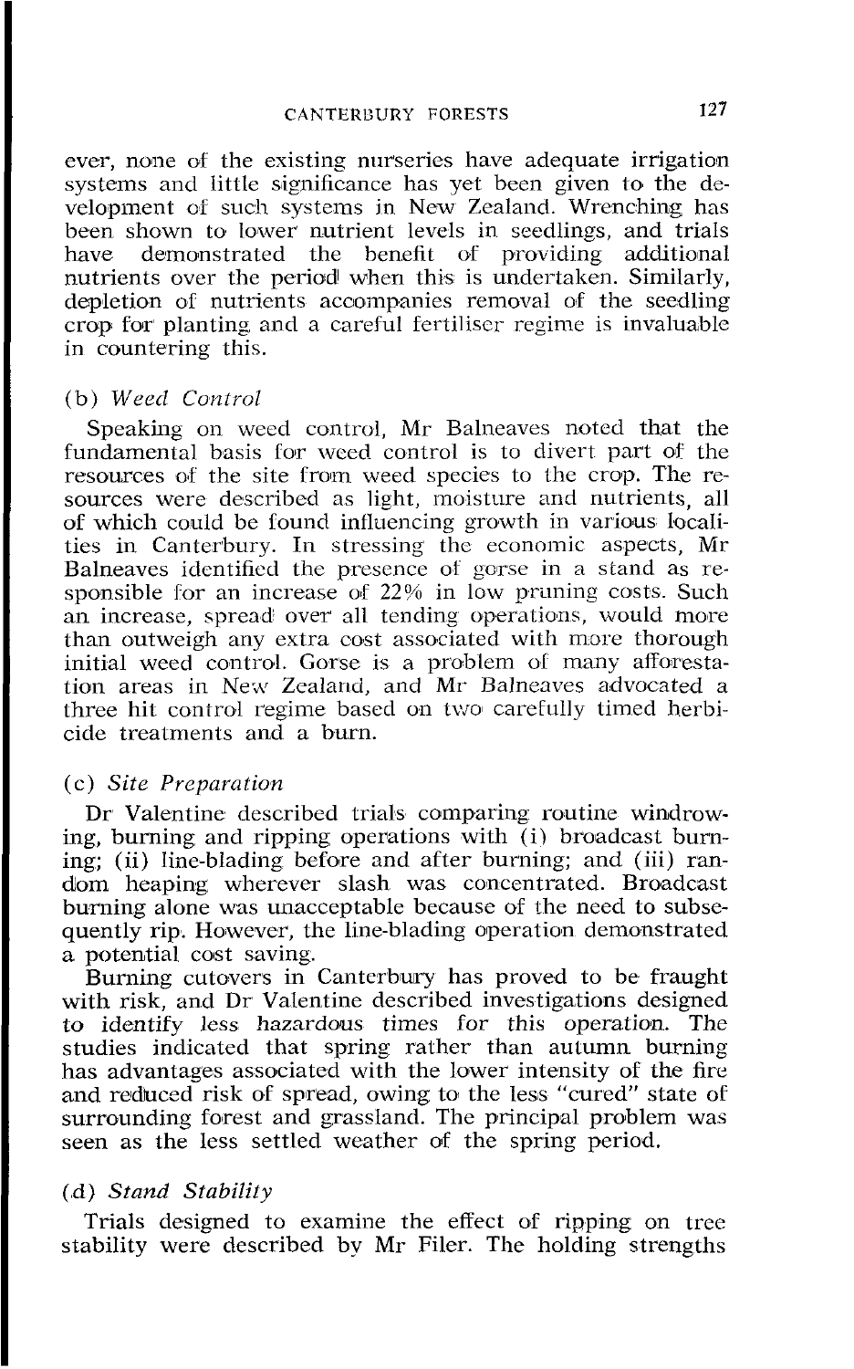ever, none of the existing nurseries have adequate irrigation systems and little significance has yet been given to the development of such systems in New Zealand. Wrenching has been shown to lower nutrient levels in seedlings, and trials have demonstrated the benefit of providing additional nutrients over the period when this is undertaken. Similarly, depletion of nutrients accompanies removal of the seedling crop for planting and a careful fertiliser regime is invaluable in countering this.

### (b) *Weed Control*

Speaking on weed control, Mr Balneaves noted that the fundamental basis for weed control is to divert part of the resources of the site from weed species to the crop. The resources were described as light, moisture and nutrients, all of which could be found influencing growth in various localities in Canterbury. In stressing the economic aspects, Mr Balneaves identified the presence of gorse in a stand as responsible for an increase of 22% in low pruning costs. Such an increase, spread over all tending operations, would more than outweigh any extra cost associated with more thorough initial weed control. Gorse is a problem of many afforestation areas in New Zealand, and Mr Balneaves advocated a three hit control regime based on two carefully timed herbicide treatments and a burn.

### (c) *Site Preparation*

Dr Valentine described trials comparing routine windrowing, burning and ripping operations with (i) broadcast burning; (ii) line-blading before and after burning; and (iii) random heaping wherever slash was concentrated. Broadcast burning alone was unacceptable because of the need to subsequently rip. However, the line-blading operation demonstrated a potential cost saving.

Burning cutovers in Canterbury has proved to be fraught with risk, and Dr Valentine described investigations designed to identify less hazardous times for this operation. The studies indicated that spring rather than autumn burning has advantages associated with the lower intensity of the fire and reduced risk of spread, owing to the less "cured" state of surrounding forest and grassland. The principal problem was seen as the less settled weather of the spring period.

### (d) *Stand Stability*

Trials designed to examine the effect of ripping on tree stability were described by Mr Filer. The holding strengths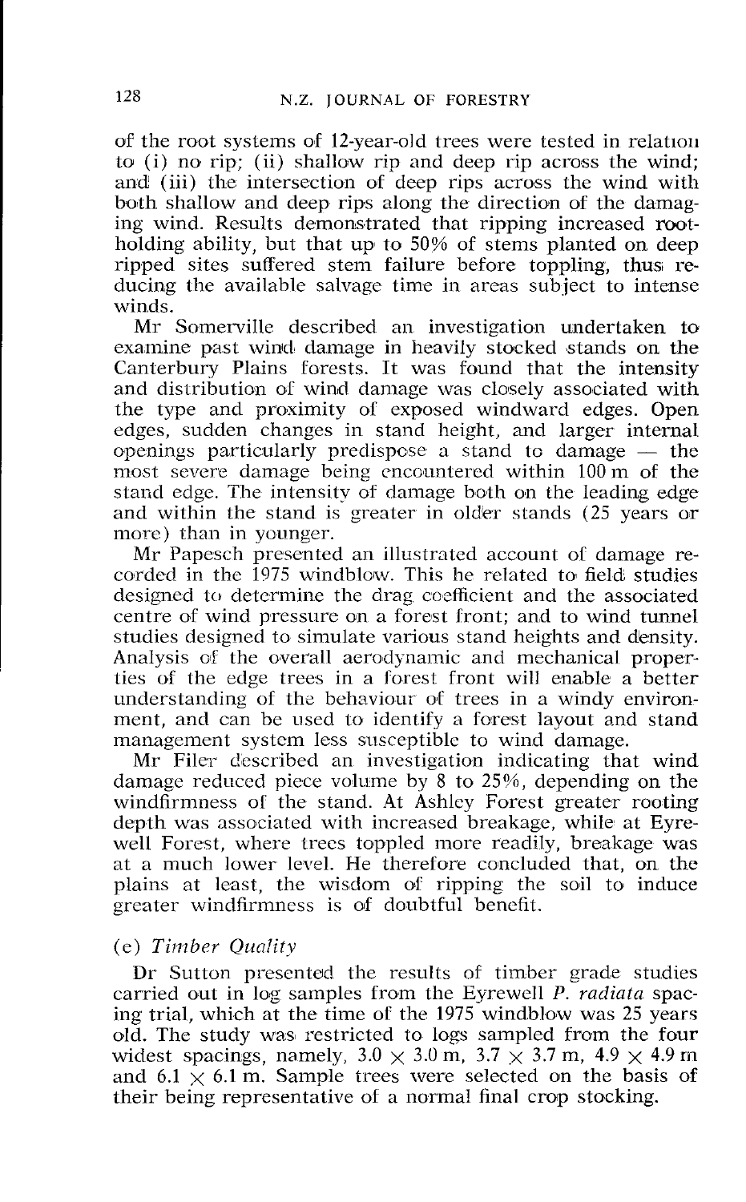of the root systems of 12-year-old trees were tested in relation to (i) no rip; (ii) shallow rip and deep rip across the wind; and (iii) the intersection of deep rips across the wind with both shallow and deep rips along the direction of the damaging wind. Results demonstrated that ripping increased root-holding ability, but that up to 50% of stems planted on deep ripped sites suffered stem failure before toppling, thus reducing the available salvage time in areas subject to intense winds.

Mr Somerville described an investigation undertaken to examine past wind damage in heavily stocked stands on the Canterbury Plains forests. It was found that the intensity and distribution of wind damage was closely associated with the type and proximity of exposed windward edges. Open edges, sudden changes in stand height, and larger internal openings particularly predispose a stand to damage — the most severe damage being encountered within 100 m of the stand edge. The intensity of damage both on the leading edge and within the stand is greater in older stands (25 years or more) than in younger.

Mr Papesch presented an illustrated account of damage recorded in the 1975 windblow. This he related to field studies designed to determine the drag coefficient and the associated centre of wind pressure on a forest front; and to wind tunnel studies designed to simulate various stand heights and density. Analysis of the overall aerodynamic and mechanical properties of the edge trees in a forest front will enable a better understanding of the behaviour of trees in a windy environment, and can be used to identify a forest layout and stand management system less susceptible to wind damage.

Mr Filer described an investigation indicating that wind damage reduced piece volume by 8 to 25%, depending on the windfirmness of the stand. At Ashley Forest greater rooting depth was associated with increased breakage, while at Eyrewell Forest, where trees toppled more readily, breakage was at a much lower level. He therefore concluded that, on the plains at least, the wisdom of ripping the soil to induce greater windfirmness is of doubtful benefit.

## (e) *Timber Quality*

Dr Sutton presented the results of timber grade studies carried out in log samples from the Eyrewell *P. radiata* spacing trial, which at the time of the 1975 windblow was 25 years old. The study was restricted to logs sampled from the four widest spacings, namely, 3.0 × 3.0 m, 3.7 × 3.7 m, 4.9 × 4.9 m and 6.1 × 6.1 m. Sample trees were selected on the basis of their being representative of a normal final crop stocking.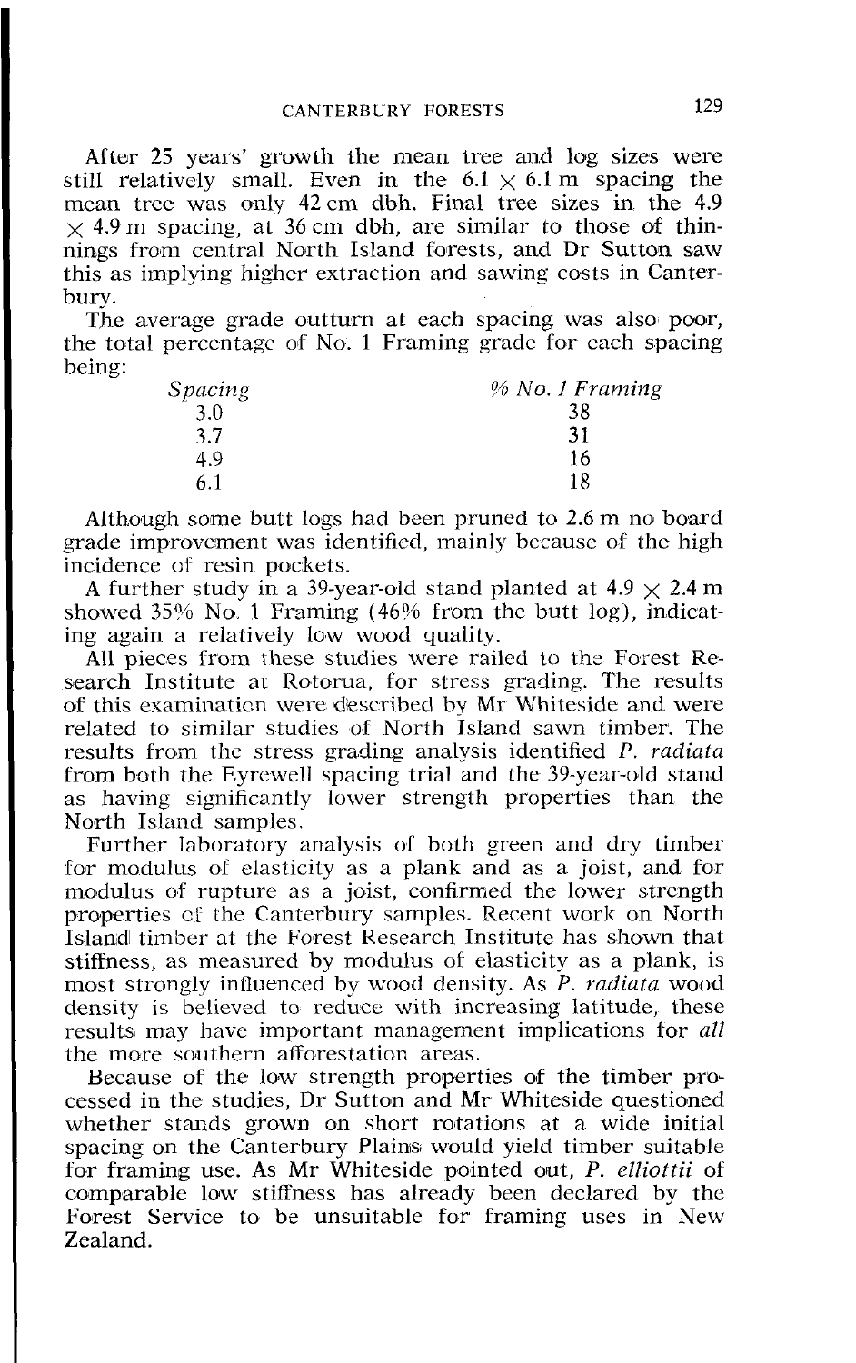After 25 years' growth the mean tree and log sizes were still relatively small. Even in the 6.1 × 6.1 m spacing the mean tree was only 42 cm dbh. Final tree sizes in the 4.9 × 4.9 m spacing, at 36 cm dbh, are similar to those of thinnings from central North Island forests, and Dr Sutton saw this as implying higher extraction and sawing costs in Canterbury.

The average grade outturn at each spacing was also poor, the total percentage of No. 1 Framing grade for each spacing being:

| *Spacing* | *% No. 1 Framing* |
|---|---|
| 3.0 | 38 |
| 3.7 | 31 |
| 4.9 | 16 |
| 6.1 | 18 |

Although some butt logs had been pruned to 2.6 m no board grade improvement was identified, mainly because of the high incidence of resin pockets.

A further study in a 39-year-old stand planted at 4.9 × 2.4 m showed 35% No. 1 Framing (46% from the butt log), indicating again a relatively low wood quality.

All pieces from these studies were railed to the Forest Research Institute at Rotorua, for stress grading. The results of this examination were described by Mr Whiteside and were related to similar studies of North Island sawn timber. The results from the stress grading analysis identified *P. radiata* from both the Eyrewell spacing trial and the 39-year-old stand as having significantly lower strength properties than the North Island samples.

Further laboratory analysis of both green and dry timber for modulus of elasticity as a plank and as a joist, and for modulus of rupture as a joist, confirmed the lower strength properties of the Canterbury samples. Recent work on North Island timber at the Forest Research Institute has shown that stiffness, as measured by modulus of elasticity as a plank, is most strongly influenced by wood density. As *P. radiata* wood density is believed to reduce with increasing latitude, these results may have important management implications for *all* the more southern afforestation areas.

Because of the low strength properties of the timber processed in the studies, Dr Sutton and Mr Whiteside questioned whether stands grown on short rotations at a wide initial spacing on the Canterbury Plains would yield timber suitable for framing use. As Mr Whiteside pointed out, *P. elliottii* of comparable low stiffness has already been declared by the Forest Service to be unsuitable for framing uses in New Zealand.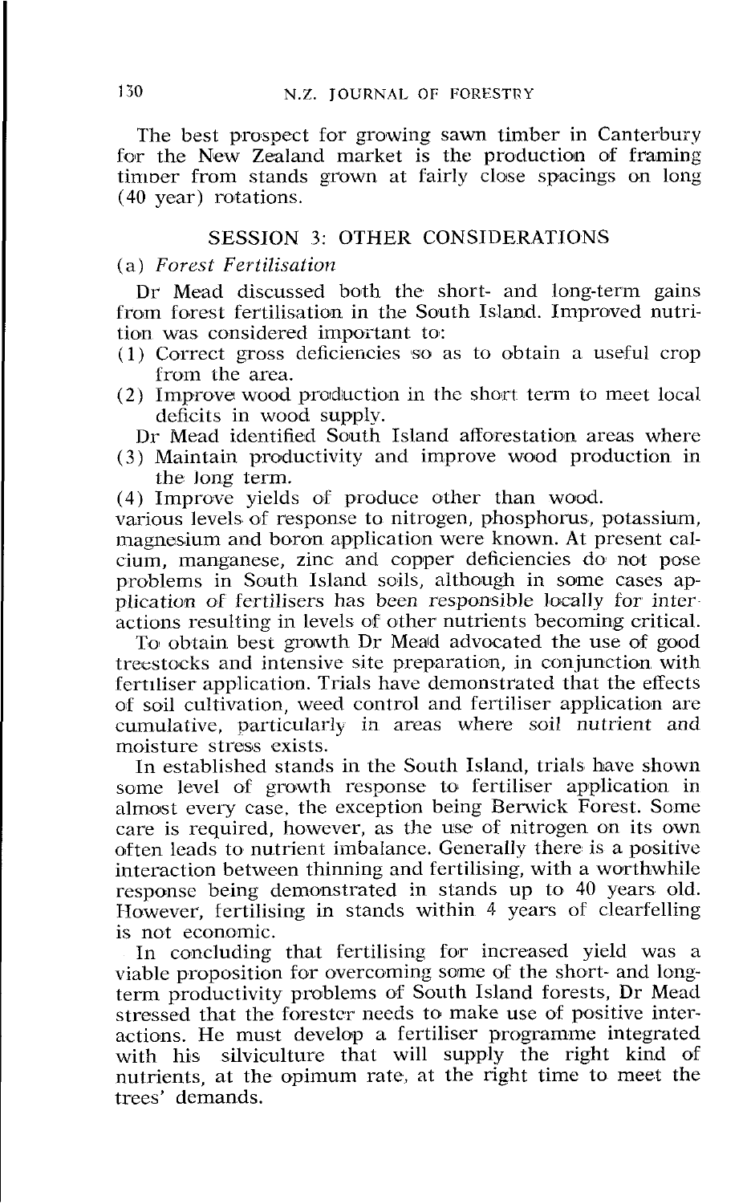The best prospect for growing sawn timber in Canterbury for the New Zealand market is the production of framing timber from stands grown at fairly close spacings on long (40 year) rotations.

## SESSION 3: OTHER CONSIDERATIONS

### (a) *Forest Fertilisation*

Dr Mead discussed both the short- and long-term gains from forest fertilisation in the South Island. Improved nutrition was considered important to:

(1) Correct gross deficiencies so as to obtain a useful crop from the area.

(2) Improve wood production in the short term to meet local deficits in wood supply.

Dr Mead identified South Island afforestation areas where

(3) Maintain productivity and improve wood production in the long term.

(4) Improve yields of produce other than wood.

various levels of response to nitrogen, phosphorus, potassium, magnesium and boron application were known. At present calcium, manganese, zinc and copper deficiencies do not pose problems in South Island soils, although in some cases application of fertilisers has been responsible locally for interactions resulting in levels of other nutrients becoming critical.

To obtain best growth Dr Mead advocated the use of good treestocks and intensive site preparation, in conjunction with fertiliser application. Trials have demonstrated that the effects of soil cultivation, weed control and fertiliser application are cumulative, particularly in areas where soil nutrient and moisture stress exists.

In established stands in the South Island, trials have shown some level of growth response to fertiliser application in almost every case, the exception being Berwick Forest. Some care is required, however, as the use of nitrogen on its own often leads to nutrient imbalance. Generally there is a positive interaction between thinning and fertilising, with a worthwhile response being demonstrated in stands up to 40 years old. However, fertilising in stands within 4 years of clearfelling is not economic.

In concluding that fertilising for increased yield was a viable proposition for overcoming some of the short- and long-term productivity problems of South Island forests, Dr Mead stressed that the forester needs to make use of positive interactions. He must develop a fertiliser programme integrated with his silviculture that will supply the right kind of nutrients, at the opimum rate, at the right time to meet the trees' demands.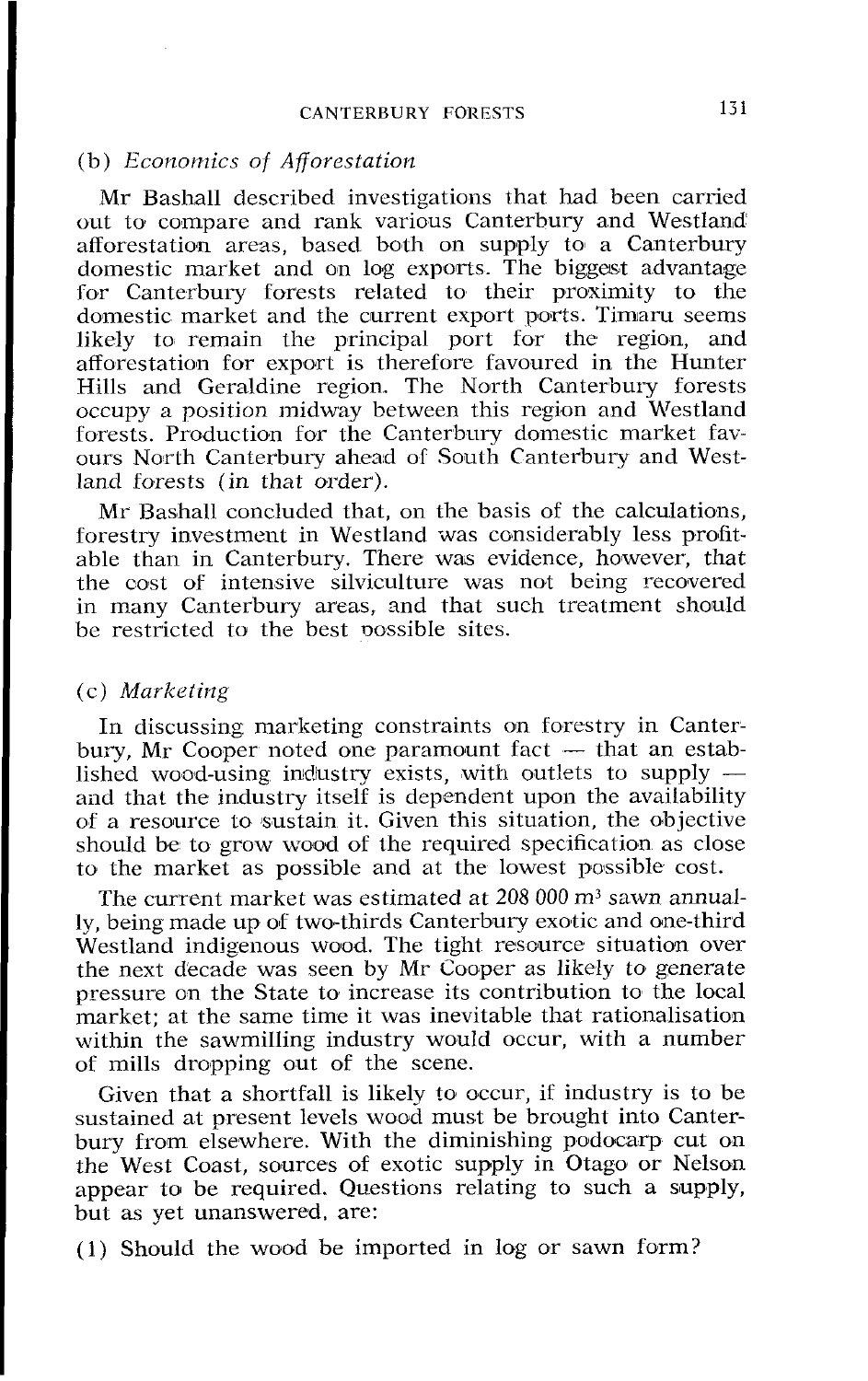### (b) *Economics of Afforestation*

Mr Bashall described investigations that had been carried out to compare and rank various Canterbury and Westland afforestation areas, based both on supply to a Canterbury domestic market and on log exports. The biggest advantage for Canterbury forests related to their proximity to the domestic market and the current export ports. Timaru seems likely to remain the principal port for the region, and afforestation for export is therefore favoured in the Hunter Hills and Geraldine region. The North Canterbury forests occupy a position midway between this region and Westland forests. Production for the Canterbury domestic market favours North Canterbury ahead of South Canterbury and Westland forests (in that order).

Mr Bashall concluded that, on the basis of the calculations, forestry investment in Westland was considerably less profitable than in Canterbury. There was evidence, however, that the cost of intensive silviculture was not being recovered in many Canterbury areas, and that such treatment should be restricted to the best possible sites.

### (c) *Marketing*

In discussing marketing constraints on forestry in Canterbury, Mr Cooper noted one paramount fact — that an established wood-using industry exists, with outlets to supply — and that the industry itself is dependent upon the availability of a resource to sustain it. Given this situation, the objective should be to grow wood of the required specification as close to the market as possible and at the lowest possible cost.

The current market was estimated at 208 000 $m^3$ sawn annually, being made up of two-thirds Canterbury exotic and one-third Westland indigenous wood. The tight resource situation over the next decade was seen by Mr Cooper as likely to generate pressure on the State to increase its contribution to the local market; at the same time it was inevitable that rationalisation within the sawmilling industry would occur, with a number of mills dropping out of the scene.

Given that a shortfall is likely to occur, if industry is to be sustained at present levels wood must be brought into Canterbury from elsewhere. With the diminishing podocarp cut on the West Coast, sources of exotic supply in Otago or Nelson appear to be required. Questions relating to such a supply, but as yet unanswered, are:

(1) Should the wood be imported in log or sawn form?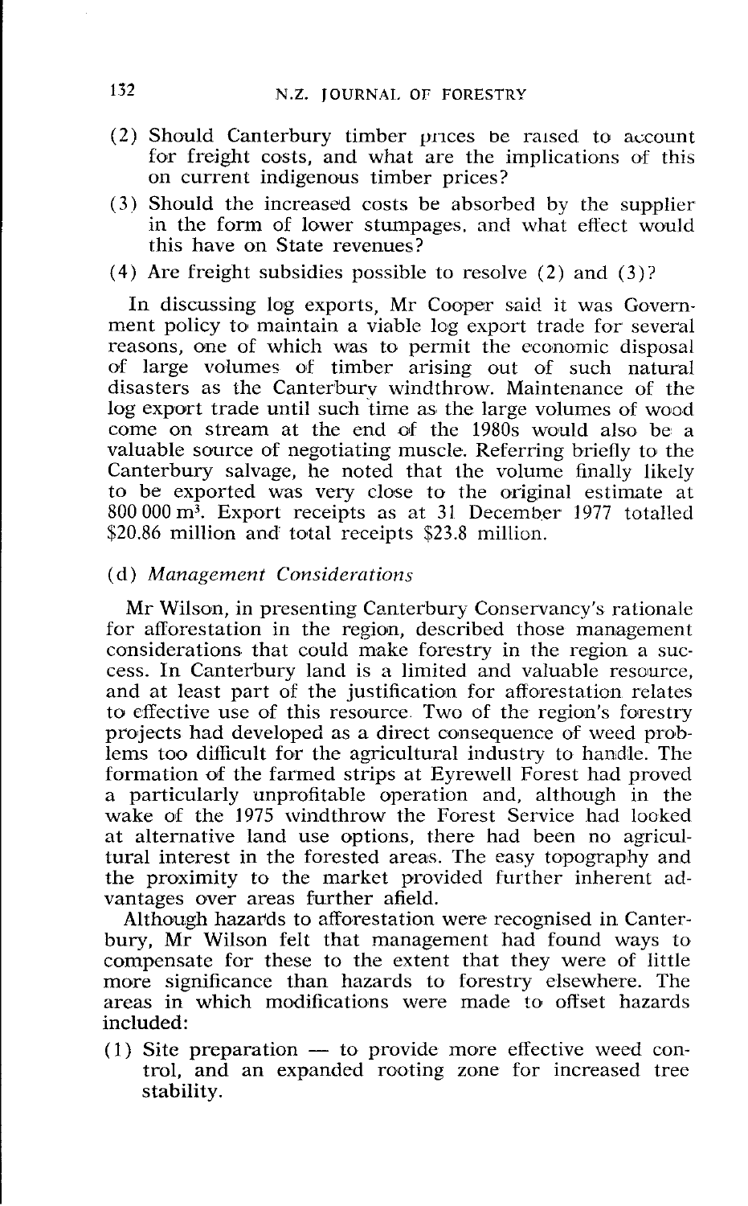(2) Should Canterbury timber prices be raised to account for freight costs, and what are the implications of this on current indigenous timber prices?

(3) Should the increased costs be absorbed by the supplier in the form of lower stumpages, and what effect would this have on State revenues?

(4) Are freight subsidies possible to resolve (2) and (3)?

In discussing log exports, Mr Cooper said it was Government policy to maintain a viable log export trade for several reasons, one of which was to permit the economic disposal of large volumes of timber arising out of such natural disasters as the Canterbury windthrow. Maintenance of the log export trade until such time as the large volumes of wood come on stream at the end of the 1980s would also be a valuable source of negotiating muscle. Referring briefly to the Canterbury salvage, he noted that the volume finally likely to be exported was very close to the original estimate at 800 000 m³. Export receipts as at 31 December 1977 totalled \$20.86 million and total receipts \$23.8 million.

### (d) *Management Considerations*

Mr Wilson, in presenting Canterbury Conservancy's rationale for afforestation in the region, described those management considerations that could make forestry in the region a success. In Canterbury land is a limited and valuable resource, and at least part of the justification for afforestation relates to effective use of this resource. Two of the region's forestry projects had developed as a direct consequence of weed problems too difficult for the agricultural industry to handle. The formation of the farmed strips at Eyrewell Forest had proved a particularly unprofitable operation and, although in the wake of the 1975 windthrow the Forest Service had looked at alternative land use options, there had been no agricultural interest in the forested areas. The easy topography and the proximity to the market provided further inherent advantages over areas further afield.

Although hazards to afforestation were recognised in Canterbury, Mr Wilson felt that management had found ways to compensate for these to the extent that they were of little more significance than hazards to forestry elsewhere. The areas in which modifications were made to offset hazards included:

(1) Site preparation — to provide more effective weed control, and an expanded rooting zone for increased tree stability.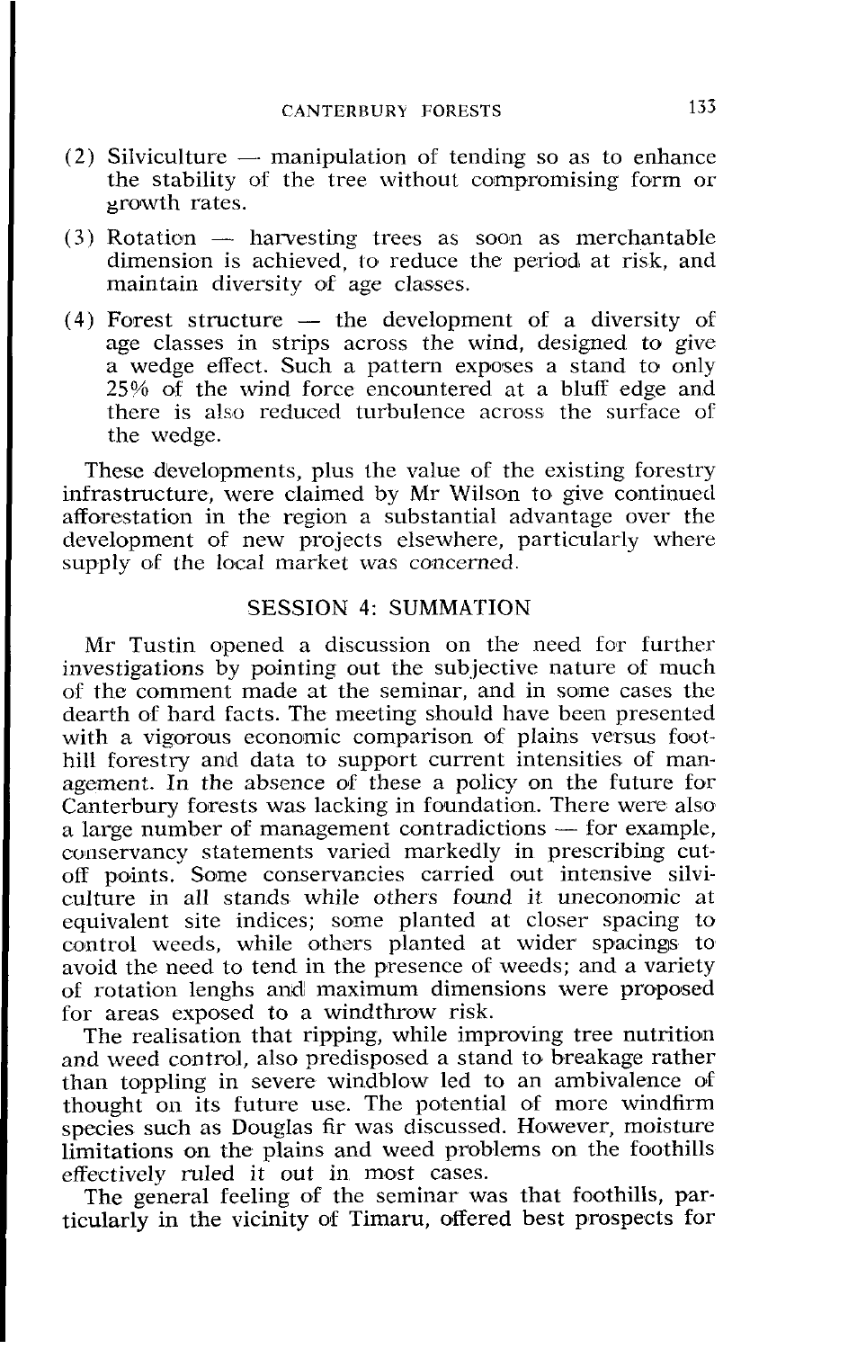(2) Silviculture — manipulation of tending so as to enhance the stability of the tree without compromising form or growth rates.

(3) Rotation — harvesting trees as soon as merchantable dimension is achieved, to reduce the period at risk, and maintain diversity of age classes.

(4) Forest structure — the development of a diversity of age classes in strips across the wind, designed to give a wedge effect. Such a pattern exposes a stand to only 25% of the wind force encountered at a bluff edge and there is also reduced turbulence across the surface of the wedge.

These developments, plus the value of the existing forestry infrastructure, were claimed by Mr Wilson to give continued afforestation in the region a substantial advantage over the development of new projects elsewhere, particularly where supply of the local market was concerned.

## SESSION 4: SUMMATION

Mr Tustin opened a discussion on the need for further investigations by pointing out the subjective nature of much of the comment made at the seminar, and in some cases the dearth of hard facts. The meeting should have been presented with a vigorous economic comparison of plains versus foothill forestry and data to support current intensities of management. In the absence of these a policy on the future for Canterbury forests was lacking in foundation. There were also a large number of management contradictions — for example, conservancy statements varied markedly in prescribing cut-off points. Some conservancies carried out intensive silviculture in all stands while others found it uneconomic at equivalent site indices; some planted at closer spacing to control weeds, while others planted at wider spacings to avoid the need to tend in the presence of weeds; and a variety of rotation lenghs and maximum dimensions were proposed for areas exposed to a windthrow risk.

The realisation that ripping, while improving tree nutrition and weed control, also predisposed a stand to breakage rather than toppling in severe windblow led to an ambivalence of thought on its future use. The potential of more windfirm species such as Douglas fir was discussed. However, moisture limitations on the plains and weed problems on the foothills effectively ruled it out in most cases.

The general feeling of the seminar was that foothills, particularly in the vicinity of Timaru, offered best prospects for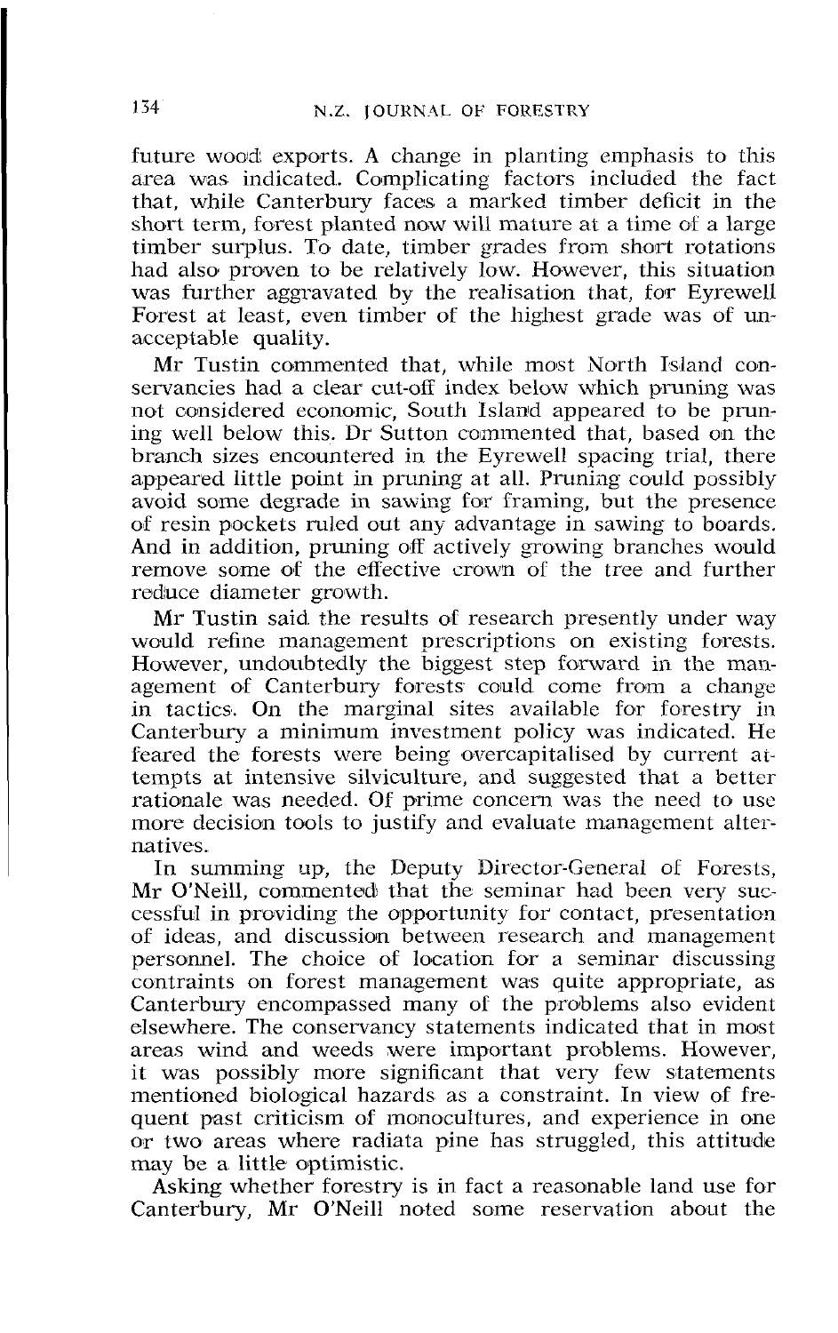future wood exports. A change in planting emphasis to this area was indicated. Complicating factors included the fact that, while Canterbury faces a marked timber deficit in the short term, forest planted now will mature at a time of a large timber surplus. To date, timber grades from short rotations had also proven to be relatively low. However, this situation was further aggravated by the realisation that, for Eyrewell Forest at least, even timber of the highest grade was of unacceptable quality.

Mr Tustin commented that, while most North Island conservancies had a clear cut-off index below which pruning was not considered economic, South Island appeared to be pruning well below this. Dr Sutton commented that, based on the branch sizes encountered in the Eyrewell spacing trial, there appeared little point in pruning at all. Pruning could possibly avoid some degrade in sawing for framing, but the presence of resin pockets ruled out any advantage in sawing to boards. And in addition, pruning off actively growing branches would remove some of the effective crown of the tree and further reduce diameter growth.

Mr Tustin said the results of research presently under way would refine management prescriptions on existing forests. However, undoubtedly the biggest step forward in the management of Canterbury forests could come from a change in tactics. On the marginal sites available for forestry in Canterbury a minimum investment policy was indicated. He feared the forests were being overcapitalised by current attempts at intensive silviculture, and suggested that a better rationale was needed. Of prime concern was the need to use more decision tools to justify and evaluate management alternatives.

In summing up, the Deputy Director-General of Forests, Mr O'Neill, commented that the seminar had been very successful in providing the opportunity for contact, presentation of ideas, and discussion between research and management personnel. The choice of location for a seminar discussing contraints on forest management was quite appropriate, as Canterbury encompassed many of the problems also evident elsewhere. The conservancy statements indicated that in most areas wind and weeds were important problems. However, it was possibly more significant that very few statements mentioned biological hazards as a constraint. In view of frequent past criticism of monocultures, and experience in one or two areas where radiata pine has struggled, this attitude may be a little optimistic.

Asking whether forestry is in fact a reasonable land use for Canterbury, Mr O'Neill noted some reservation about the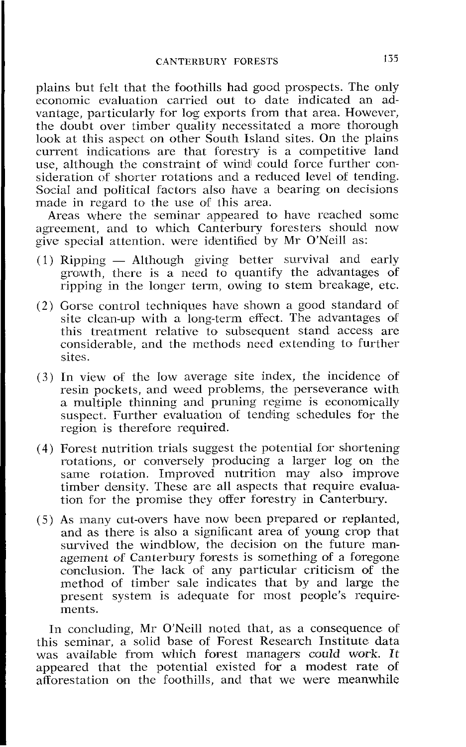plains but felt that the foothills had good prospects. The only economic evaluation carried out to date indicated an advantage, particularly for log exports from that area. However, the doubt over timber quality necessitated a more thorough look at this aspect on other South Island sites. On the plains current indications are that forestry is a competitive land use, although the constraint of wind could force further consideration of shorter rotations and a reduced level of tending. Social and political factors also have a bearing on decisions made in regard to the use of this area.

Areas where the seminar appeared to have reached some agreement, and to which Canterbury foresters should now give special attention, were identified by Mr O'Neill as:

(1) Ripping — Although giving better survival and early growth, there is a need to quantify the advantages of ripping in the longer term, owing to stem breakage, etc.

(2) Gorse control techniques have shown a good standard of site clean-up with a long-term effect. The advantages of this treatment relative to subsequent stand access are considerable, and the methods need extending to further sites.

(3) In view of the low average site index, the incidence of resin pockets, and weed problems, the perseverance with a multiple thinning and pruning regime is economically suspect. Further evaluation of tending schedules for the region is therefore required.

(4) Forest nutrition trials suggest the potential for shortening rotations, or conversely producing a larger log on the same rotation. Improved nutrition may also improve timber density. These are all aspects that require evaluation for the promise they offer forestry in Canterbury.

(5) As many cut-overs have now been prepared or replanted, and as there is also a significant area of young crop that survived the windblow, the decision on the future management of Canterbury forests is something of a foregone conclusion. The lack of any particular criticism of the method of timber sale indicates that by and large the present system is adequate for most people's requirements.

In concluding, Mr O'Neill noted that, as a consequence of this seminar, a solid base of Forest Research Institute data was available from which forest managers could work. It appeared that the potential existed for a modest rate of afforestation on the foothills, and that we were meanwhile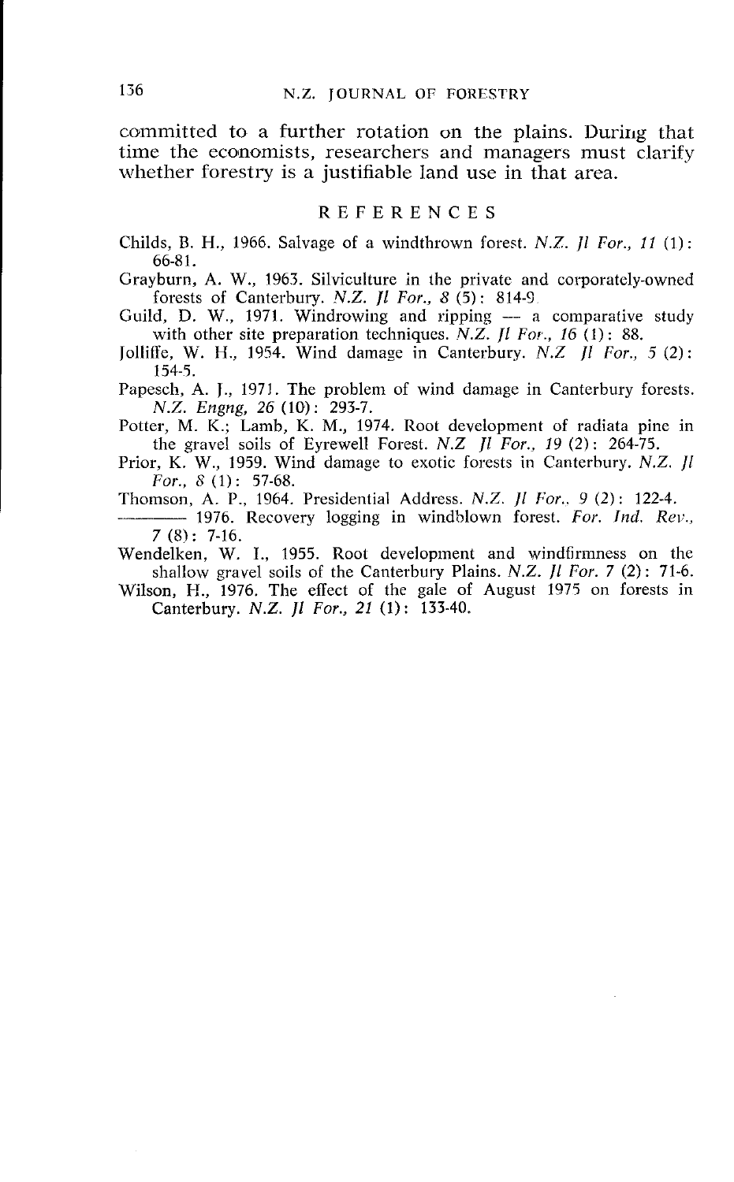committed to a further rotation on the plains. During that time the economists, researchers and managers must clarify whether forestry is a justifiable land use in that area.

## REFERENCES

Childs, B. H., 1966. Salvage of a windthrown forest. *N.Z. Jl For., 11* (1): 66-81.

Grayburn, A. W., 1963. Silviculture in the private and corporately-owned forests of Canterbury. *N.Z. Jl For., 8* (5): 814-9.

Guild, D. W., 1971. Windrowing and ripping — a comparative study with other site preparation techniques. *N.Z. Jl For., 16* (1): 88.

Jolliffe, W. H., 1954. Wind damage in Canterbury. *N.Z Jl For., 5* (2): 154-5.

Papesch, A. J., 1971. The problem of wind damage in Canterbury forests. *N.Z. Engng, 26* (10): 293-7.

Potter, M. K.; Lamb, K. M., 1974. Root development of radiata pine in the gravel soils of Eyrewell Forest. *N.Z Jl For., 19* (2): 264-75.

Prior, K. W., 1959. Wind damage to exotic forests in Canterbury. *N.Z. Jl For., 8* (1): 57-68.

Thomson, A. P., 1964. Presidential Address. *N.Z. Jl For., 9* (2): 122-4.

——— 1976. Recovery logging in windblown forest. *For. Ind. Rev., 7* (8): 7-16.

Wendelken, W. I., 1955. Root development and windfirmness on the shallow gravel soils of the Canterbury Plains. *N.Z. Jl For. 7* (2): 71-6.

Wilson, H., 1976. The effect of the gale of August 1975 on forests in Canterbury. *N.Z. Jl For., 21* (1): 133-40.